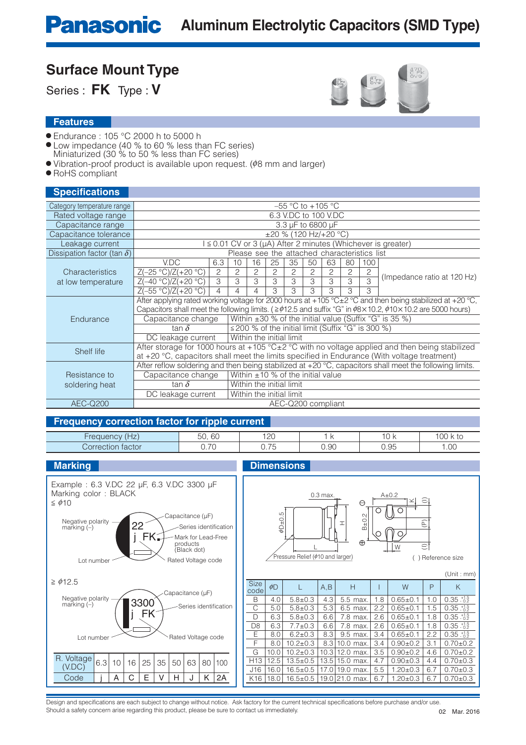# Panasonic Aluminum Electrolytic Capacitors (SMD Type)

## Surface Mount Type

Series : **FK** Type : **V**

### Features

- Endurance : 105 °C 2000 h to 5000 h
- Low impedance (40 % to 60 % less than FC series)
  Miniaturized (30 % to 50 % less than FC series)
- Vibration-proof product is available upon request. (ϕ8 mm and larger)
- RoHS compliant

### Specifications

| Item | | | | | | | | | | | |
|---|---|---|---|---|---|---|---|---|---|---|---|
| Category temperature range | –55 °C to +105 °C | | | | | | | | | | |
| Rated voltage range | 6.3 V.DC to 100 V.DC | | | | | | | | | | |
| Capacitance range | 3.3 μF to 6800 μF | | | | | | | | | | |
| Capacitance tolerance | ±20 % (120 Hz/+20 °C) | | | | | | | | | | |
| Leakage current | I ≤ 0.01 CV or 3 (μA) After 2 minutes (Whichever is greater) | | | | | | | | | | |
| Dissipation factor (tan δ) | Please see the attached characteristics list | | | | | | | | | | |
| Characteristics at low temperature | V.DC | 6.3 | 10 | 16 | 25 | 35 | 50 | 63 | 80 | 100 | (Impedance ratio at 120 Hz) |
| | Z(–25 °C)/Z(+20 °C) | 2 | 2 | 2 | 2 | 2 | 2 | 2 | 2 | 2 | |
| | Z(–40 °C)/Z(+20 °C) | 3 | 3 | 3 | 3 | 3 | 3 | 3 | 3 | 3 | |
| | Z(–55 °C)/Z(+20 °C) | 4 | 4 | 4 | 3 | 3 | 3 | 3 | 3 | 3 | |
| Endurance | After applying rated working voltage for 2000 hours at +105 °C±2 °C and then being stabilized at +20 °C, Capacitors shall meet the following limits. (≥ϕ12.5 and suffix "G" in ϕ8×10.2, ϕ10×10.2 are 5000 hours) | | | | | | | | | | |
| | Capacitance change | Within ±30 % of the initial value (Suffix "G" is 35 %) | | | | | | | | | |
| | tan δ | ≤200 % of the initial limit (Suffix "G" is 300 %) | | | | | | | | | |
| | DC leakage current | Within the initial limit | | | | | | | | | |
| Shelf life | After storage for 1000 hours at +105 °C±2 °C with no voltage applied and then being stabilized at +20 °C, capacitors shall meet the limits specified in Endurance (With voltage treatment) | | | | | | | | | | |
| Resistance to soldering heat | After reflow soldering and then being stabilized at +20 °C, capacitors shall meet the following limits. | | | | | | | | | | |
| | Capacitance change | Within ±10 % of the initial value | | | | | | | | | |
| | tan δ | Within the initial limit | | | | | | | | | |
| | DC leakage current | Within the initial limit | | | | | | | | | |
| AEC-Q200 | AEC-Q200 compliant | | | | | | | | | | |

### Frequency correction factor for ripple current

| Frequency (Hz) | 50, 60 | 120 | 1 k | 10 k | 100 k to |
|---|---|---|---|---|---|
| Correction factor | 0.70 | 0.75 | 0.90 | 0.95 | 1.00 |

### Marking

Example : 6.3 V.DC 22 μF, 6.3 V.DC 3300 μF
Marking color : BLACK

≤ ϕ10
- 22 : Capacitance (μF)
- FK : Series identification
- j : Rated Voltage code
- Negative polarity marking (–)
- Lot number
- Mark for Lead-Free products (Black dot)

≥ ϕ12.5
- 3300 : Capacitance (μF)
- FK : Series identification
- j : Rated Voltage code
- Negative polarity marking (–)
- Lot number

| R. Voltage (V.DC) | 6.3 | 10 | 16 | 25 | 35 | 50 | 63 | 80 | 100 |
|---|---|---|---|---|---|---|---|---|---|
| Code | j | A | C | E | V | H | J | K | 2A |

### Dimensions

0.3 max., ϕD±0.5, L, H, A±0.2, B±0.2, K, (ℓ), (P), W
Pressure Relief (ϕ10 and larger)
( ) Reference size

(Unit : mm)

| Size code | ϕD | L | A,B | H | I | W | P | K |
|---|---|---|---|---|---|---|---|---|
| B | 4.0 | 5.8±0.3 | 4.3 | 5.5 max. | 1.8 | 0.65±0.1 | 1.0 | $0.35^{+0.15}_{-0.20}$ |
| C | 5.0 | 5.8±0.3 | 5.3 | 6.5 max. | 2.2 | 0.65±0.1 | 1.5 | $0.35^{+0.15}_{-0.20}$ |
| D | 6.3 | 5.8±0.3 | 6.6 | 7.8 max. | 2.6 | 0.65±0.1 | 1.8 | $0.35^{+0.15}_{-0.20}$ |
| D8 | 6.3 | 7.7±0.3 | 6.6 | 7.8 max. | 2.6 | 0.65±0.1 | 1.8 | $0.35^{+0.15}_{-0.20}$ |
| E | 8.0 | 6.2±0.3 | 8.3 | 9.5 max. | 3.4 | 0.65±0.1 | 2.2 | $0.35^{+0.15}_{-0.20}$ |
| F | 8.0 | 10.2±0.3 | 8.3 | 10.0 max. | 3.4 | 0.90±0.2 | 3.1 | 0.70±0.2 |
| G | 10.0 | 10.2±0.3 | 10.3 | 12.0 max. | 3.5 | 0.90±0.2 | 4.6 | 0.70±0.2 |
| H13 | 12.5 | 13.5±0.5 | 13.5 | 15.0 max. | 4.7 | 0.90±0.3 | 4.4 | 0.70±0.3 |
| J16 | 16.0 | 16.5±0.5 | 17.0 | 19.0 max. | 5.5 | 1.20±0.3 | 6.7 | 0.70±0.3 |
| K16 | 18.0 | 16.5±0.5 | 19.0 | 21.0 max. | 6.7 | 1.20±0.3 | 6.7 | 0.70±0.3 |

Design and specifications are each subject to change without notice. Ask factory for the current technical specifications before purchase and/or use.
Should a safety concern arise regarding this product, please be sure to contact us immediately.

Mar. 2016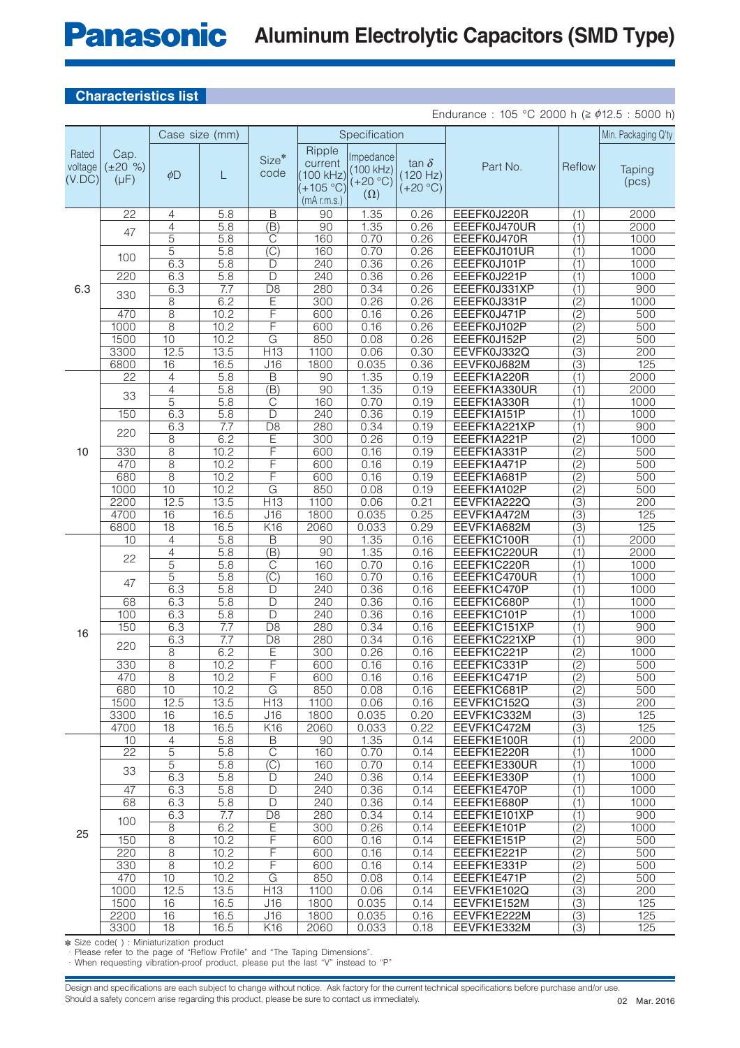## Characteristics list

Endurance : 105 °C 2000 h (≧ ϕ12.5 : 5000 h)

| Rated voltage (V.DC) | Cap. (±20 %) (μF) | Case size (mm) | | Size* code | Specification | | | Part No. | Reflow | Min. Packaging Q'ty |
|---|---|---|---|---|---|---|---|---|---|---|
| | | ϕD | L | | Ripple current (100 kHz) (+105 °C) (mA r.m.s.) | Impedance (100 kHz) (+20 °C) (Ω) | tan δ (120 Hz) (+20 °C) | | | Taping (pcs) |
| 6.3 | 22 | 4 | 5.8 | B | 90 | 1.35 | 0.26 | EEEFK0J220R | (1) | 2000 |
| | 47 | 4 | 5.8 | (B) | 90 | 1.35 | 0.26 | EEEFK0J470UR | (1) | 2000 |
| | | 5 | 5.8 | C | 160 | 0.70 | 0.26 | EEEFK0J470R | (1) | 1000 |
| | 100 | 5 | 5.8 | (C) | 160 | 0.70 | 0.26 | EEEFK0J101UR | (1) | 1000 |
| | | 6.3 | 5.8 | D | 240 | 0.36 | 0.26 | EEEFK0J101P | (1) | 1000 |
| | 220 | 6.3 | 5.8 | D | 240 | 0.36 | 0.26 | EEEFK0J221P | (1) | 1000 |
| | 330 | 6.3 | 7.7 | D8 | 280 | 0.34 | 0.26 | EEEFK0J331XP | (1) | 900 |
| | | 8 | 6.2 | E | 300 | 0.26 | 0.26 | EEEFK0J331P | (2) | 1000 |
| | 470 | 8 | 10.2 | F | 600 | 0.16 | 0.26 | EEEFK0J471P | (2) | 500 |
| | 1000 | 8 | 10.2 | F | 600 | 0.16 | 0.26 | EEEFK0J102P | (2) | 500 |
| | 1500 | 10 | 10.2 | G | 850 | 0.08 | 0.26 | EEEFK0J152P | (2) | 500 |
| | 3300 | 12.5 | 13.5 | H13 | 1100 | 0.06 | 0.30 | EEVFK0J332Q | (3) | 200 |
| | 6800 | 16 | 16.5 | J16 | 1800 | 0.035 | 0.36 | EEVFK0J682M | (3) | 125 |
| 10 | 22 | 4 | 5.8 | B | 90 | 1.35 | 0.19 | EEEFK1A220R | (1) | 2000 |
| | 33 | 4 | 5.8 | (B) | 90 | 1.35 | 0.19 | EEEFK1A330UR | (1) | 2000 |
| | | 5 | 5.8 | C | 160 | 0.70 | 0.19 | EEEFK1A330R | (1) | 1000 |
| | 150 | 6.3 | 5.8 | D | 240 | 0.36 | 0.19 | EEEFK1A151P | (1) | 1000 |
| | 220 | 6.3 | 7.7 | D8 | 280 | 0.34 | 0.19 | EEEFK1A221XP | (1) | 900 |
| | | 8 | 6.2 | E | 300 | 0.26 | 0.19 | EEEFK1A221P | (2) | 1000 |
| | 330 | 8 | 10.2 | F | 600 | 0.16 | 0.19 | EEEFK1A331P | (2) | 500 |
| | 470 | 8 | 10.2 | F | 600 | 0.16 | 0.19 | EEEFK1A471P | (2) | 500 |
| | 680 | 8 | 10.2 | F | 600 | 0.16 | 0.19 | EEEFK1A681P | (2) | 500 |
| | 1000 | 10 | 10.2 | G | 850 | 0.08 | 0.19 | EEEFK1A102P | (2) | 500 |
| | 2200 | 12.5 | 13.5 | H13 | 1100 | 0.06 | 0.21 | EEVFK1A222Q | (3) | 200 |
| | 4700 | 16 | 16.5 | J16 | 1800 | 0.035 | 0.25 | EEVFK1A472M | (3) | 125 |
| | 6800 | 18 | 16.5 | K16 | 2060 | 0.033 | 0.29 | EEVFK1A682M | (3) | 125 |
| 16 | 10 | 4 | 5.8 | B | 90 | 1.35 | 0.16 | EEEFK1C100R | (1) | 2000 |
| | 22 | 4 | 5.8 | (B) | 90 | 1.35 | 0.16 | EEEFK1C220UR | (1) | 2000 |
| | | 5 | 5.8 | C | 160 | 0.70 | 0.16 | EEEFK1C220R | (1) | 1000 |
| | 47 | 5 | 5.8 | (C) | 160 | 0.70 | 0.16 | EEEFK1C470UR | (1) | 1000 |
| | | 6.3 | 5.8 | D | 240 | 0.36 | 0.16 | EEEFK1C470P | (1) | 1000 |
| | 68 | 6.3 | 5.8 | D | 240 | 0.36 | 0.16 | EEEFK1C680P | (1) | 1000 |
| | 100 | 6.3 | 5.8 | D | 240 | 0.36 | 0.16 | EEEFK1C101P | (1) | 1000 |
| | 150 | 6.3 | 7.7 | D8 | 280 | 0.34 | 0.16 | EEEFK1C151XP | (1) | 900 |
| | 220 | 6.3 | 7.7 | D8 | 280 | 0.34 | 0.16 | EEEFK1C221XP | (1) | 900 |
| | | 8 | 6.2 | E | 300 | 0.26 | 0.16 | EEEFK1C221P | (2) | 1000 |
| | 330 | 8 | 10.2 | F | 600 | 0.16 | 0.16 | EEEFK1C331P | (2) | 500 |
| | 470 | 8 | 10.2 | F | 600 | 0.16 | 0.16 | EEEFK1C471P | (2) | 500 |
| | 680 | 10 | 10.2 | G | 850 | 0.08 | 0.16 | EEEFK1C681P | (2) | 500 |
| | 1500 | 12.5 | 13.5 | H13 | 1100 | 0.06 | 0.16 | EEVFK1C152Q | (3) | 200 |
| | 3300 | 16 | 16.5 | J16 | 1800 | 0.035 | 0.20 | EEVFK1C332M | (3) | 125 |
| | 4700 | 18 | 16.5 | K16 | 2060 | 0.033 | 0.22 | EEVFK1C472M | (3) | 125 |
| 25 | 10 | 4 | 5.8 | B | 90 | 1.35 | 0.14 | EEEFK1E100R | (1) | 2000 |
| | 22 | 5 | 5.8 | C | 160 | 0.70 | 0.14 | EEEFK1E220R | (1) | 1000 |
| | 33 | 5 | 5.8 | (C) | 160 | 0.70 | 0.14 | EEEFK1E330UR | (1) | 1000 |
| | | 6.3 | 5.8 | D | 240 | 0.36 | 0.14 | EEEFK1E330P | (1) | 1000 |
| | 47 | 6.3 | 5.8 | D | 240 | 0.36 | 0.14 | EEEFK1E470P | (1) | 1000 |
| | 68 | 6.3 | 5.8 | D | 240 | 0.36 | 0.14 | EEEFK1E680P | (1) | 1000 |
| | 100 | 6.3 | 7.7 | D8 | 280 | 0.34 | 0.14 | EEEFK1E101XP | (1) | 900 |
| | | 8 | 6.2 | E | 300 | 0.26 | 0.14 | EEEFK1E101P | (2) | 1000 |
| | 150 | 8 | 10.2 | F | 600 | 0.16 | 0.14 | EEEFK1E151P | (2) | 500 |
| | 220 | 8 | 10.2 | F | 600 | 0.16 | 0.14 | EEEFK1E221P | (2) | 500 |
| | 330 | 8 | 10.2 | F | 600 | 0.16 | 0.14 | EEEFK1E331P | (2) | 500 |
| | 470 | 10 | 10.2 | G | 850 | 0.08 | 0.14 | EEEFK1E471P | (2) | 500 |
| | 1000 | 12.5 | 13.5 | H13 | 1100 | 0.06 | 0.14 | EEVFK1E102Q | (3) | 200 |
| | 1500 | 16 | 16.5 | J16 | 1800 | 0.035 | 0.14 | EEVFK1E152M | (3) | 125 |
| | 2200 | 16 | 16.5 | J16 | 1800 | 0.035 | 0.16 | EEVFK1E222M | (3) | 125 |
| | 3300 | 18 | 16.5 | K16 | 2060 | 0.033 | 0.18 | EEVFK1E332M | (3) | 125 |

* Size code( ) : Miniaturization product
· Please refer to the page of "Reflow Profile" and "The Taping Dimensions".
· When requesting vibration-proof product, please put the last "V" instead to "P"

Design and specifications are each subject to change without notice. Ask factory for the current technical specifications before purchase and/or use.
Should a safety concern arise regarding this product, please be sure to contact us immediately.

Mar. 2016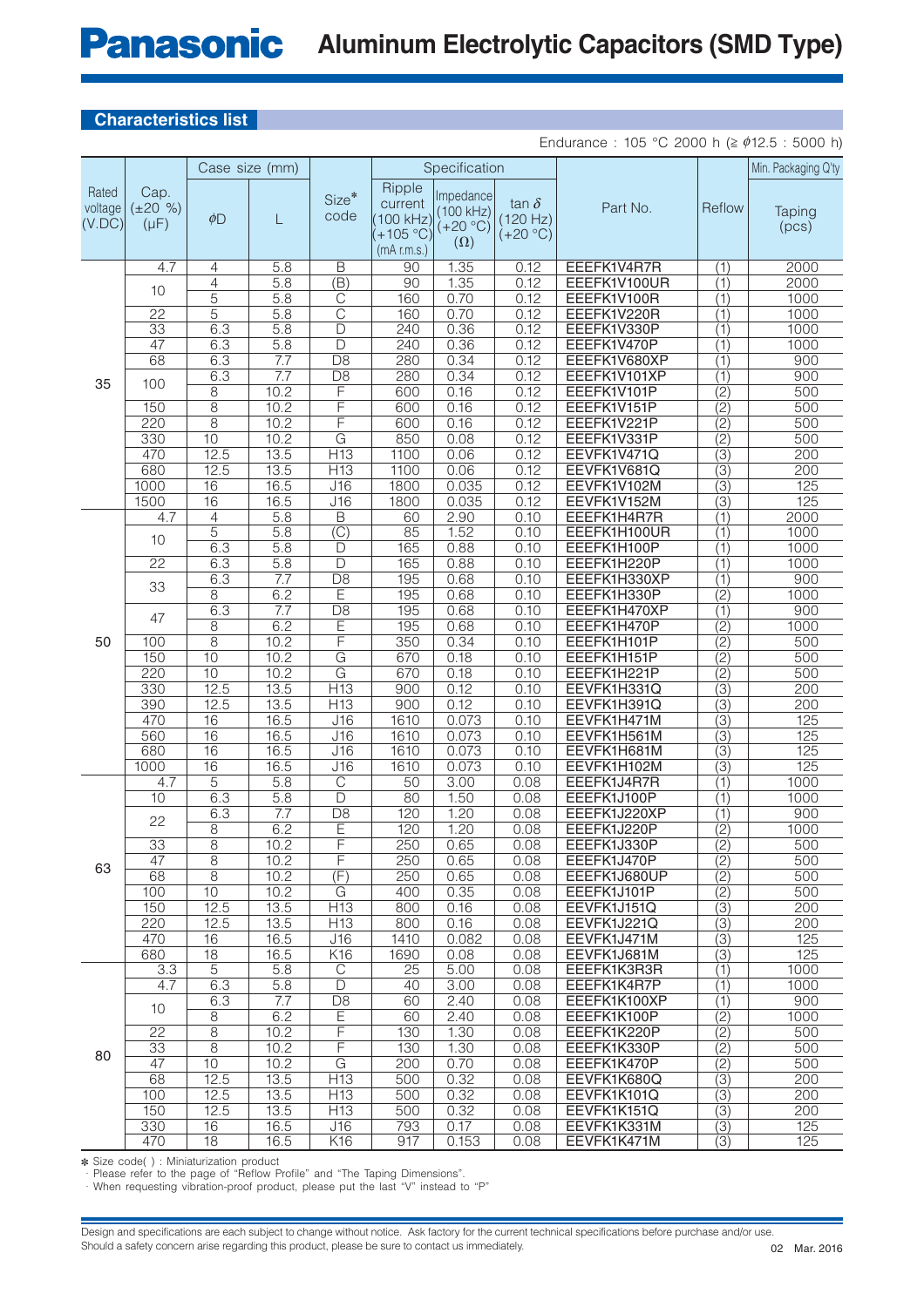# Panasonic Aluminum Electrolytic Capacitors (SMD Type)

## Characteristics list

Endurance : 105 °C 2000 h (≧ ϕ12.5 : 5000 h)

| Rated voltage (V.DC) | Cap. (±20 %) (μF) | Case size (mm) | | Size* code | Specification | | | Part No. | Reflow | Min. Packaging Q'ty |
|---|---|---|---|---|---|---|---|---|---|---|
| | | ϕD | L | | Ripple current (100 kHz) (+105 °C) (mA r.m.s.) | Impedance (100 kHz) (+20 °C) (Ω) | tan δ (120 Hz) (+20 °C) | | | Taping (pcs) |
| 35 | 4.7 | 4 | 5.8 | B | 90 | 1.35 | 0.12 | EEEFK1V4R7R | (1) | 2000 |
| | 10 | 4 | 5.8 | (B) | 90 | 1.35 | 0.12 | EEEFK1V100UR | (1) | 2000 |
| | | 5 | 5.8 | C | 160 | 0.70 | 0.12 | EEEFK1V100R | (1) | 1000 |
| | 22 | 5 | 5.8 | C | 160 | 0.70 | 0.12 | EEEFK1V220R | (1) | 1000 |
| | 33 | 6.3 | 5.8 | D | 240 | 0.36 | 0.12 | EEEFK1V330P | (1) | 1000 |
| | 47 | 6.3 | 5.8 | D | 240 | 0.36 | 0.12 | EEEFK1V470P | (1) | 1000 |
| | 68 | 6.3 | 7.7 | D8 | 280 | 0.34 | 0.12 | EEEFK1V680XP | (1) | 900 |
| | 100 | 6.3 | 7.7 | D8 | 280 | 0.34 | 0.12 | EEEFK1V101XP | (1) | 900 |
| | | 8 | 10.2 | F | 600 | 0.16 | 0.12 | EEEFK1V101P | (2) | 500 |
| | 150 | 8 | 10.2 | F | 600 | 0.16 | 0.12 | EEEFK1V151P | (2) | 500 |
| | 220 | 8 | 10.2 | F | 600 | 0.16 | 0.12 | EEEFK1V221P | (2) | 500 |
| | 330 | 10 | 10.2 | G | 850 | 0.08 | 0.12 | EEEFK1V331P | (2) | 500 |
| | 470 | 12.5 | 13.5 | H13 | 1100 | 0.06 | 0.12 | EEVFK1V471Q | (3) | 200 |
| | 680 | 12.5 | 13.5 | H13 | 1100 | 0.06 | 0.12 | EEVFK1V681Q | (3) | 200 |
| | 1000 | 16 | 16.5 | J16 | 1800 | 0.035 | 0.12 | EEVFK1V102M | (3) | 125 |
| | 1500 | 16 | 16.5 | J16 | 1800 | 0.035 | 0.12 | EEVFK1V152M | (3) | 125 |
| 50 | 4.7 | 4 | 5.8 | B | 60 | 2.90 | 0.10 | EEEFK1H4R7R | (1) | 2000 |
| | 10 | 5 | 5.8 | (C) | 85 | 1.52 | 0.10 | EEEFK1H100UR | (1) | 1000 |
| | | 6.3 | 5.8 | D | 165 | 0.88 | 0.10 | EEEFK1H100P | (1) | 1000 |
| | 22 | 6.3 | 5.8 | D | 165 | 0.88 | 0.10 | EEEFK1H220P | (1) | 1000 |
| | 33 | 6.3 | 7.7 | D8 | 195 | 0.68 | 0.10 | EEEFK1H330XP | (1) | 900 |
| | | 8 | 6.2 | E | 195 | 0.68 | 0.10 | EEEFK1H330P | (2) | 1000 |
| | 47 | 6.3 | 7.7 | D8 | 195 | 0.68 | 0.10 | EEEFK1H470XP | (1) | 900 |
| | | 8 | 6.2 | E | 195 | 0.68 | 0.10 | EEEFK1H470P | (2) | 1000 |
| | 100 | 8 | 10.2 | F | 350 | 0.34 | 0.10 | EEEFK1H101P | (2) | 500 |
| | 150 | 10 | 10.2 | G | 670 | 0.18 | 0.10 | EEEFK1H151P | (2) | 500 |
| | 220 | 10 | 10.2 | G | 670 | 0.18 | 0.10 | EEEFK1H221P | (2) | 500 |
| | 330 | 12.5 | 13.5 | H13 | 900 | 0.12 | 0.10 | EEVFK1H331Q | (3) | 200 |
| | 390 | 12.5 | 13.5 | H13 | 900 | 0.12 | 0.10 | EEVFK1H391Q | (3) | 200 |
| | 470 | 16 | 16.5 | J16 | 1610 | 0.073 | 0.10 | EEVFK1H471M | (3) | 125 |
| | 560 | 16 | 16.5 | J16 | 1610 | 0.073 | 0.10 | EEVFK1H561M | (3) | 125 |
| | 680 | 16 | 16.5 | J16 | 1610 | 0.073 | 0.10 | EEVFK1H681M | (3) | 125 |
| | 1000 | 16 | 16.5 | J16 | 1610 | 0.073 | 0.10 | EEVFK1H102M | (3) | 125 |
| 63 | 4.7 | 5 | 5.8 | C | 50 | 3.00 | 0.08 | EEEFK1J4R7R | (1) | 1000 |
| | 10 | 6.3 | 5.8 | D | 80 | 1.50 | 0.08 | EEEFK1J100P | (1) | 1000 |
| | 22 | 6.3 | 7.7 | D8 | 120 | 1.20 | 0.08 | EEEFK1J220XP | (1) | 900 |
| | | 8 | 6.2 | E | 120 | 1.20 | 0.08 | EEEFK1J220P | (2) | 1000 |
| | 33 | 8 | 10.2 | F | 250 | 0.65 | 0.08 | EEEFK1J330P | (2) | 500 |
| | 47 | 8 | 10.2 | F | 250 | 0.65 | 0.08 | EEEFK1J470P | (2) | 500 |
| | 68 | 8 | 10.2 | (F) | 250 | 0.65 | 0.08 | EEEFK1J680UP | (2) | 500 |
| | 100 | 10 | 10.2 | G | 400 | 0.35 | 0.08 | EEEFK1J101P | (2) | 500 |
| | 150 | 12.5 | 13.5 | H13 | 800 | 0.16 | 0.08 | EEVFK1J151Q | (3) | 200 |
| | 220 | 12.5 | 13.5 | H13 | 800 | 0.16 | 0.08 | EEVFK1J221Q | (3) | 200 |
| | 470 | 16 | 16.5 | J16 | 1410 | 0.082 | 0.08 | EEVFK1J471M | (3) | 125 |
| | 680 | 18 | 16.5 | K16 | 1690 | 0.08 | 0.08 | EEVFK1J681M | (3) | 125 |
| 80 | 3.3 | 5 | 5.8 | C | 25 | 5.00 | 0.08 | EEEFK1K3R3R | (1) | 1000 |
| | 4.7 | 6.3 | 5.8 | D | 40 | 3.00 | 0.08 | EEEFK1K4R7P | (1) | 1000 |
| | 10 | 6.3 | 7.7 | D8 | 60 | 2.40 | 0.08 | EEEFK1K100XP | (1) | 900 |
| | | 8 | 6.2 | E | 60 | 2.40 | 0.08 | EEEFK1K100P | (2) | 1000 |
| | 22 | 8 | 10.2 | F | 130 | 1.30 | 0.08 | EEEFK1K220P | (2) | 500 |
| | 33 | 8 | 10.2 | F | 130 | 1.30 | 0.08 | EEEFK1K330P | (2) | 500 |
| | 47 | 10 | 10.2 | G | 200 | 0.70 | 0.08 | EEEFK1K470P | (2) | 500 |
| | 68 | 12.5 | 13.5 | H13 | 500 | 0.32 | 0.08 | EEVFK1K680Q | (3) | 200 |
| | 100 | 12.5 | 13.5 | H13 | 500 | 0.32 | 0.08 | EEVFK1K101Q | (3) | 200 |
| | 150 | 12.5 | 13.5 | H13 | 500 | 0.32 | 0.08 | EEVFK1K151Q | (3) | 200 |
| | 330 | 16 | 16.5 | J16 | 793 | 0.17 | 0.08 | EEVFK1K331M | (3) | 125 |
| | 470 | 18 | 16.5 | K16 | 917 | 0.153 | 0.08 | EEVFK1K471M | (3) | 125 |

✽ Size code( ) : Miniaturization product
· Please refer to the page of "Reflow Profile" and "The Taping Dimensions".
· When requesting vibration-proof product, please put the last "V" instead to "P"

Design and specifications are each subject to change without notice. Ask factory for the current technical specifications before purchase and/or use.
Should a safety concern arise regarding this product, please be sure to contact us immediately.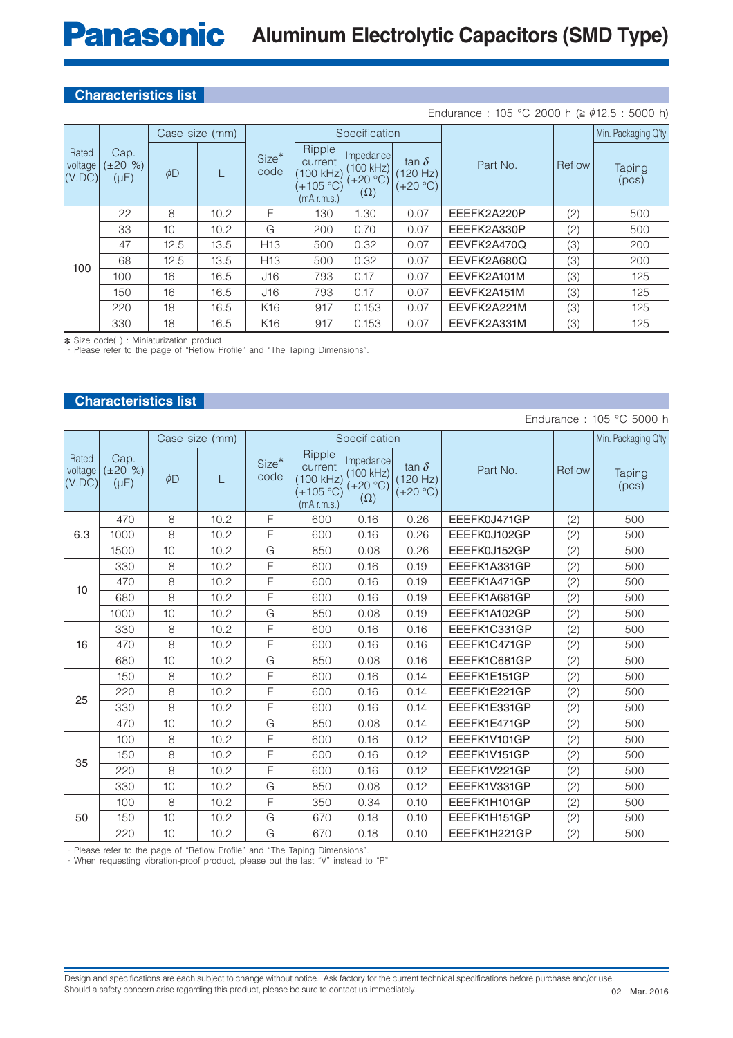# Panasonic Aluminum Electrolytic Capacitors (SMD Type)

## Characteristics list

Endurance : 105 °C 2000 h (≥ ϕ12.5 : 5000 h)

| Rated voltage (V.DC) | Cap. (±20 %) (μF) | Case size (mm) | | Size* code | Specification | | | Part No. | Reflow | Min. Packaging Q'ty |
|---|---|---|---|---|---|---|---|---|---|---|
| | | ϕD | L | | Ripple current (100 kHz) (+105 °C) (mA r.m.s.) | Impedance (100 kHz) (+20 °C) (Ω) | tan δ (120 Hz) (+20 °C) | | | Taping (pcs) |
| 100 | 22 | 8 | 10.2 | F | 130 | 1.30 | 0.07 | EEEFK2A220P | (2) | 500 |
| | 33 | 10 | 10.2 | G | 200 | 0.70 | 0.07 | EEEFK2A330P | (2) | 500 |
| | 47 | 12.5 | 13.5 | H13 | 500 | 0.32 | 0.07 | EEVFK2A470Q | (3) | 200 |
| | 68 | 12.5 | 13.5 | H13 | 500 | 0.32 | 0.07 | EEVFK2A680Q | (3) | 200 |
| | 100 | 16 | 16.5 | J16 | 793 | 0.17 | 0.07 | EEVFK2A101M | (3) | 125 |
| | 150 | 16 | 16.5 | J16 | 793 | 0.17 | 0.07 | EEVFK2A151M | (3) | 125 |
| | 220 | 18 | 16.5 | K16 | 917 | 0.153 | 0.07 | EEVFK2A221M | (3) | 125 |
| | 330 | 18 | 16.5 | K16 | 917 | 0.153 | 0.07 | EEVFK2A331M | (3) | 125 |

* Size code( ) : Miniaturization product
· Please refer to the page of "Reflow Profile" and "The Taping Dimensions".

## Characteristics list

Endurance : 105 °C 5000 h

| Rated voltage (V.DC) | Cap. (±20 %) (μF) | Case size (mm) | | Size* code | Specification | | | Part No. | Reflow | Min. Packaging Q'ty |
|---|---|---|---|---|---|---|---|---|---|---|
| | | ϕD | L | | Ripple current (100 kHz) (+105 °C) (mA r.m.s.) | Impedance (100 kHz) (+20 °C) (Ω) | tan δ (120 Hz) (+20 °C) | | | Taping (pcs) |
| 6.3 | 470 | 8 | 10.2 | F | 600 | 0.16 | 0.26 | EEEFK0J471GP | (2) | 500 |
| | 1000 | 8 | 10.2 | F | 600 | 0.16 | 0.26 | EEEFK0J102GP | (2) | 500 |
| | 1500 | 10 | 10.2 | G | 850 | 0.08 | 0.26 | EEEFK0J152GP | (2) | 500 |
| 10 | 330 | 8 | 10.2 | F | 600 | 0.16 | 0.19 | EEEFK1A331GP | (2) | 500 |
| | 470 | 8 | 10.2 | F | 600 | 0.16 | 0.19 | EEEFK1A471GP | (2) | 500 |
| | 680 | 8 | 10.2 | F | 600 | 0.16 | 0.19 | EEEFK1A681GP | (2) | 500 |
| | 1000 | 10 | 10.2 | G | 850 | 0.08 | 0.19 | EEEFK1A102GP | (2) | 500 |
| 16 | 330 | 8 | 10.2 | F | 600 | 0.16 | 0.16 | EEEFK1C331GP | (2) | 500 |
| | 470 | 8 | 10.2 | F | 600 | 0.16 | 0.16 | EEEFK1C471GP | (2) | 500 |
| | 680 | 10 | 10.2 | G | 850 | 0.08 | 0.16 | EEEFK1C681GP | (2) | 500 |
| 25 | 150 | 8 | 10.2 | F | 600 | 0.16 | 0.14 | EEEFK1E151GP | (2) | 500 |
| | 220 | 8 | 10.2 | F | 600 | 0.16 | 0.14 | EEEFK1E221GP | (2) | 500 |
| | 330 | 8 | 10.2 | F | 600 | 0.16 | 0.14 | EEEFK1E331GP | (2) | 500 |
| | 470 | 10 | 10.2 | G | 850 | 0.08 | 0.14 | EEEFK1E471GP | (2) | 500 |
| 35 | 100 | 8 | 10.2 | F | 600 | 0.16 | 0.12 | EEEFK1V101GP | (2) | 500 |
| | 150 | 8 | 10.2 | F | 600 | 0.16 | 0.12 | EEEFK1V151GP | (2) | 500 |
| | 220 | 8 | 10.2 | F | 600 | 0.16 | 0.12 | EEEFK1V221GP | (2) | 500 |
| | 330 | 10 | 10.2 | G | 850 | 0.08 | 0.12 | EEEFK1V331GP | (2) | 500 |
| 50 | 100 | 8 | 10.2 | F | 350 | 0.34 | 0.10 | EEEFK1H101GP | (2) | 500 |
| | 150 | 10 | 10.2 | G | 670 | 0.18 | 0.10 | EEEFK1H151GP | (2) | 500 |
| | 220 | 10 | 10.2 | G | 670 | 0.18 | 0.10 | EEEFK1H221GP | (2) | 500 |

· Please refer to the page of "Reflow Profile" and "The Taping Dimensions".
· When requesting vibration-proof product, please put the last "V" instead to "P"

Design and specifications are each subject to change without notice. Ask factory for the current technical specifications before purchase and/or use.
Should a safety concern arise regarding this product, please be sure to contact us immediately.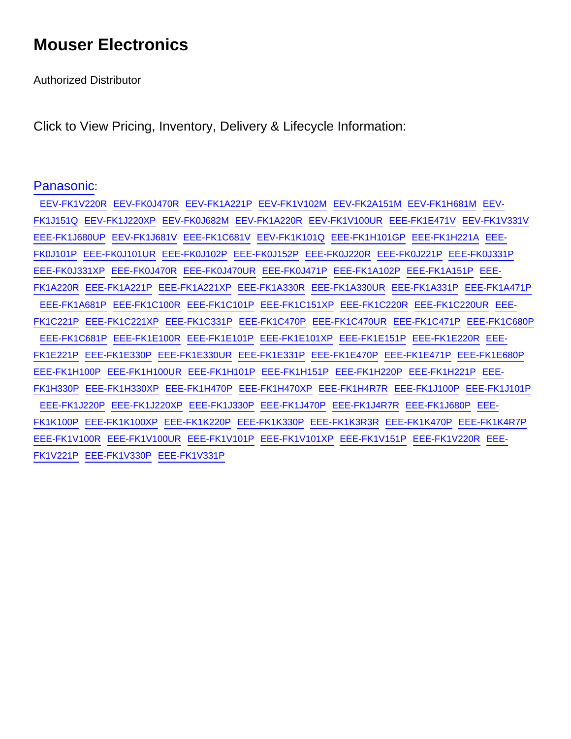# Mouser Electronics

Authorized Distributor

Click to View Pricing, Inventory, Delivery & Lifecycle Information:

Panasonic:

EEV-FK1V220R EEV-FK0J470R EEV-FK1A221P EEV-FK1V102M EEV-FK2A151M EEV-FK1H681M EEV-FK1J151Q EEV-FK1J220XP EEV-FK0J682M EEV-FK1A220R EEV-FK1V100UR EEE-FK1E471V EEV-FK1V331V EEE-FK1J680UP EEV-FK1J681V EEE-FK1C681V EEV-FK1K101Q EEE-FK1H101GP EEE-FK1H221A EEE-FK0J101P EEE-FK0J101UR EEE-FK0J102P EEE-FK0J152P EEE-FK0J220R EEE-FK0J221P EEE-FK0J331P EEE-FK0J331XP EEE-FK0J470R EEE-FK0J470UR EEE-FK0J471P EEE-FK1A102P EEE-FK1A151P EEE-FK1A220R EEE-FK1A221P EEE-FK1A221XP EEE-FK1A330R EEE-FK1A330UR EEE-FK1A331P EEE-FK1A471P EEE-FK1A681P EEE-FK1C100R EEE-FK1C101P EEE-FK1C151XP EEE-FK1C220R EEE-FK1C220UR EEE-FK1C221P EEE-FK1C221XP EEE-FK1C331P EEE-FK1C470P EEE-FK1C470UR EEE-FK1C471P EEE-FK1C680P EEE-FK1C681P EEE-FK1E100R EEE-FK1E101P EEE-FK1E101XP EEE-FK1E151P EEE-FK1E220R EEE-FK1E221P EEE-FK1E330P EEE-FK1E330UR EEE-FK1E331P EEE-FK1E470P EEE-FK1E471P EEE-FK1E680P EEE-FK1H100P EEE-FK1H100UR EEE-FK1H101P EEE-FK1H151P EEE-FK1H220P EEE-FK1H221P EEE-FK1H330P EEE-FK1H330XP EEE-FK1H470P EEE-FK1H470XP EEE-FK1H4R7R EEE-FK1J100P EEE-FK1J101P EEE-FK1J220P EEE-FK1J220XP EEE-FK1J330P EEE-FK1J470P EEE-FK1J4R7R EEE-FK1J680P EEE-FK1K100P EEE-FK1K100XP EEE-FK1K220P EEE-FK1K330P EEE-FK1K3R3R EEE-FK1K470P EEE-FK1K4R7P EEE-FK1V100R EEE-FK1V100UR EEE-FK1V101P EEE-FK1V101XP EEE-FK1V151P EEE-FK1V220R EEE-FK1V221P EEE-FK1V330P EEE-FK1V331P